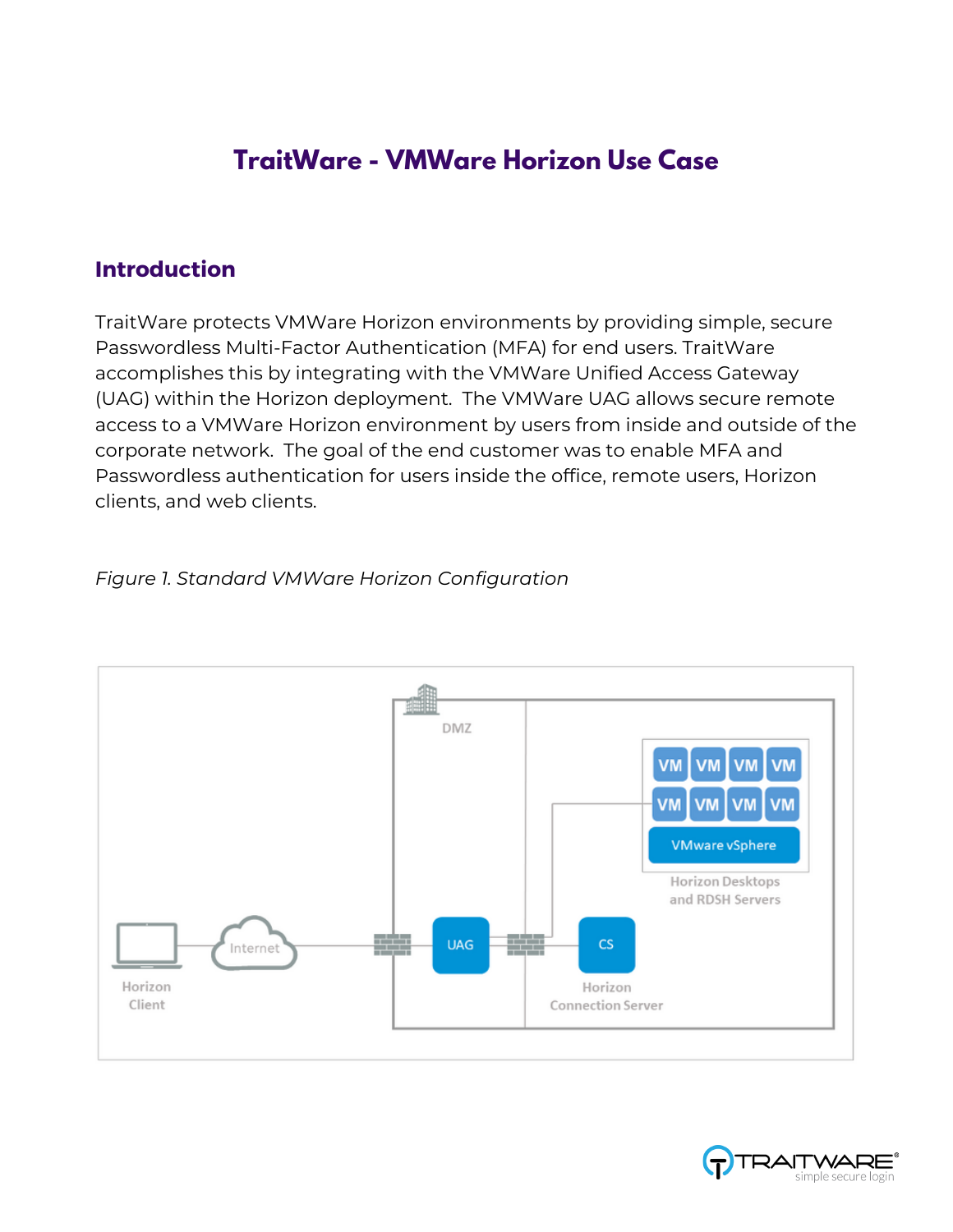# TraitWare - VMWare Horizon Use Case

## Introduction

TraitWare protects VMWare Horizon environments by providing simple, secure Passwordless Multi-Factor Authentication (MFA) for end users. TraitWare accomplishes this by integrating with the VMWare Unified Access Gateway (UAG) within the Horizon deployment. The VMWare UAG allows secure remote access to a VMWare Horizon environment by users from inside and outside of the corporate network. The goal of the end customer was to enable MFA and Passwordless authentication for users inside the office, remote users, Horizon clients, and web clients.

*Figure 1. Standard VMWare Horizon Configuration*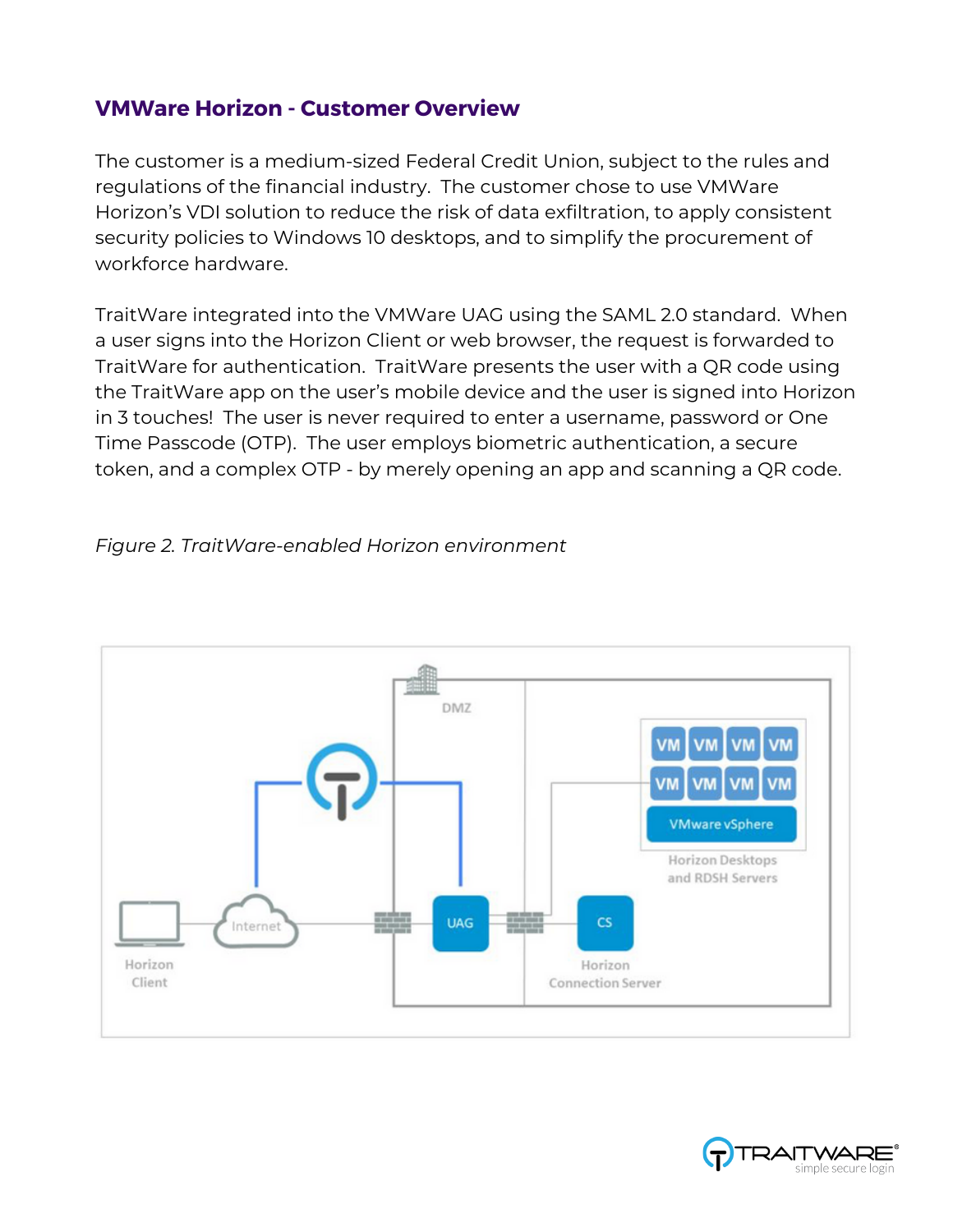## VMWare Horizon - Customer Overview

The customer is a medium-sized Federal Credit Union, subject to the rules and regulations of the financial industry. The customer chose to use VMWare Horizon's VDI solution to reduce the risk of data exfiltration, to apply consistent security policies to Windows 10 desktops, and to simplify the procurement of workforce hardware.

TraitWare integrated into the VMWare UAG using the SAML 2.0 standard. When a user signs into the Horizon Client or web browser, the request is forwarded to TraitWare for authentication. TraitWare presents the user with a QR code using the TraitWare app on the user's mobile device and the user is signed into Horizon in 3 touches! The user is never required to enter a username, password or One Time Passcode (OTP). The user employs biometric authentication, a secure token, and a complex OTP - by merely opening an app and scanning a QR code.

*Figure 2. TraitWare-enabled Horizon environment*

DMZ

VM VM VM VM

VM VM VM VM

VMware vSphere

Horizon Desktops and RDSH Servers

Horizon Client

Internet

UAG

CS

Horizon Connection Server